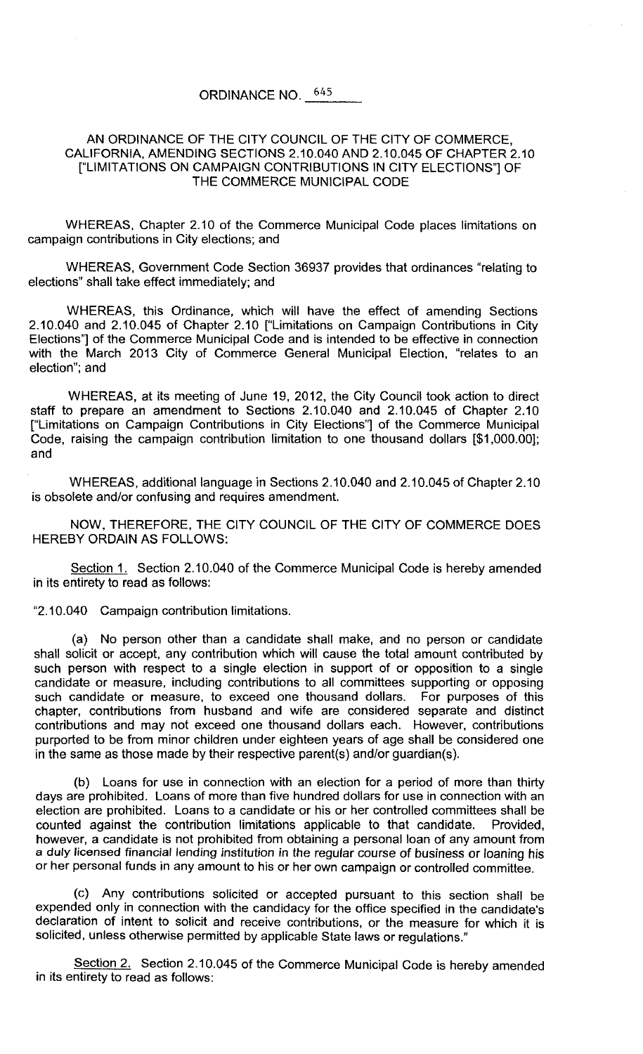# ORDINANCE NO. 645

## AN ORDINANCE OF THE CITY COUNCIL OF THE CITY OF COMMERCE, CALIFORNIA, AMENDING SECTIONS 2.10.040 AND 2.10.045 OF CHAPTER 2.10 ["LIMITATIONS ON CAMPAIGN CONTRIBUTIONS IN CITY ELECTIONS"] OF THE COMMERCE MUNICIPAL CODE

WHEREAS, Chapter 2.10 of the Commerce Municipal Code places limitations on campaign contributions in City elections; and

WHEREAS, Government Code Section 36937 provides that ordinances "relating to elections" shall take effect immediately; and

WHEREAS, this Ordinance, which will have the effect of amending Sections 2.10.040 and 2.10.045 of Chapter 2.10 ["Limitations on Campaign Contributions in City Elections"] of the Commerce Municipal Code and is intended to be effective in connection with the March 2013 City of Commerce General Municipal Election, "relates to an election"; and

WHEREAS, at its meeting of June 19, 2012, the City Council took action to direct staff to prepare an amendment to Sections 2.10.040 and 2.10.045 of Chapter 2.10 ["Limitations on Campaign Contributions in City Elections"] of the Commerce Municipal Code, raising the campaign contribution limitation to one thousand dollars [$1,000.00]; and

WHEREAS, additional language in Sections 2.10.040 and 2.10.045 of Chapter 2.10 is obsolete and/or confusing and requires amendment.

NOW, THEREFORE, THE CITY COUNCIL OF THE CITY OF COMMERCE DOES HEREBY ORDAIN AS FOLLOWS:

Section 1. Section 2.10.040 of the Commerce Municipal Code is hereby amended in its entirety to read as follows:

"2.10.040 Campaign contribution limitations.

(a) No person other than a candidate shall make, and no person or candidate shall solicit or accept, any contribution which will cause the total amount contributed by such person with respect to a single election in support of or opposition to a single candidate or measure, including contributions to all committees supporting or opposing such candidate or measure, to exceed one thousand dollars. For purposes of this chapter, contributions from husband and wife are considered separate and distinct contributions and may not exceed one thousand dollars each. However, contributions purported to be from minor children under eighteen years of age shall be considered one in the same as those made by their respective parent(s) and/or guardian(s).

(b) Loans for use in connection with an election for a period of more than thirty days are prohibited. Loans of more than five hundred dollars for use in connection with an election are prohibited. Loans to a candidate or his or her controlled committees shall be counted against the contribution limitations applicable to that candidate. Provided, however, a candidate is not prohibited from obtaining a personal loan of any amount from a duly licensed financial lending institution in the regular course of business or loaning his or her personal funds in any amount to his or her own campaign or controlled committee.

(c) Any contributions solicited or accepted pursuant to this section shall be expended only in connection with the candidacy for the office specified in the candidate's declaration of intent to solicit and receive contributions, or the measure for which it is solicited, unless otherwise permitted by applicable State laws or regulations."

Section 2. Section 2.10.045 of the Commerce Municipal Code is hereby amended in its entirety to read as follows: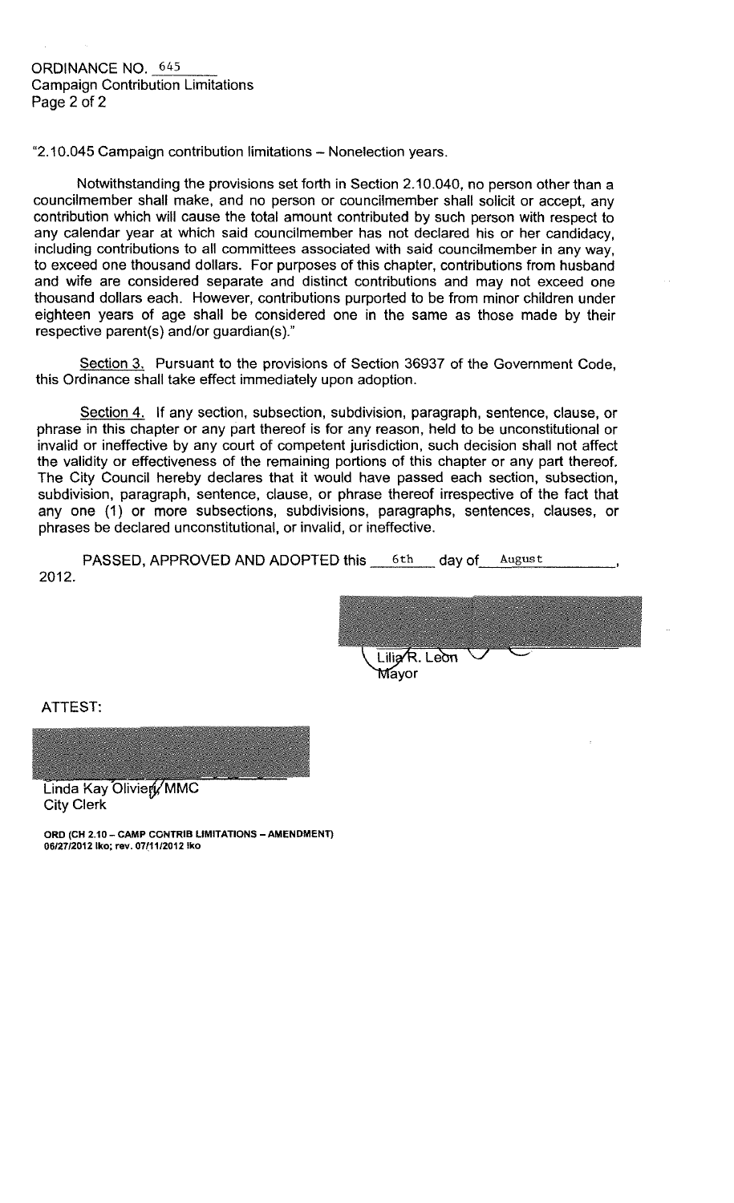ORDINANCE NO. 645
Campaign Contribution Limitations

"2.10.045 Campaign contribution limitations – Nonelection years.

Notwithstanding the provisions set forth in Section 2.10.040, no person other than a councilmember shall make, and no person or councilmember shall solicit or accept, any contribution which will cause the total amount contributed by such person with respect to any calendar year at which said councilmember has not declared his or her candidacy, including contributions to all committees associated with said councilmember in any way, to exceed one thousand dollars. For purposes of this chapter, contributions from husband and wife are considered separate and distinct contributions and may not exceed one thousand dollars each. However, contributions purported to be from minor children under eighteen years of age shall be considered one in the same as those made by their respective parent(s) and/or guardian(s)."

Section 3. Pursuant to the provisions of Section 36937 of the Government Code, this Ordinance shall take effect immediately upon adoption.

Section 4. If any section, subsection, subdivision, paragraph, sentence, clause, or phrase in this chapter or any part thereof is for any reason, held to be unconstitutional or invalid or ineffective by any court of competent jurisdiction, such decision shall not affect the validity or effectiveness of the remaining portions of this chapter or any part thereof. The City Council hereby declares that it would have passed each section, subsection, subdivision, paragraph, sentence, clause, or phrase thereof irrespective of the fact that any one (1) or more subsections, subdivisions, paragraphs, sentences, clauses, or phrases be declared unconstitutional, or invalid, or ineffective.

PASSED, APPROVED AND ADOPTED this 6th day of August, 2012.

Lilia R. Leon
Mayor

ATTEST:

Linda Kay Olivieri, MMC
City Clerk

ORD (CH 2.10 – CAMP CONTRIB LIMITATIONS – AMENDMENT)
06/27/2012 lko; rev. 07/11/2012 lko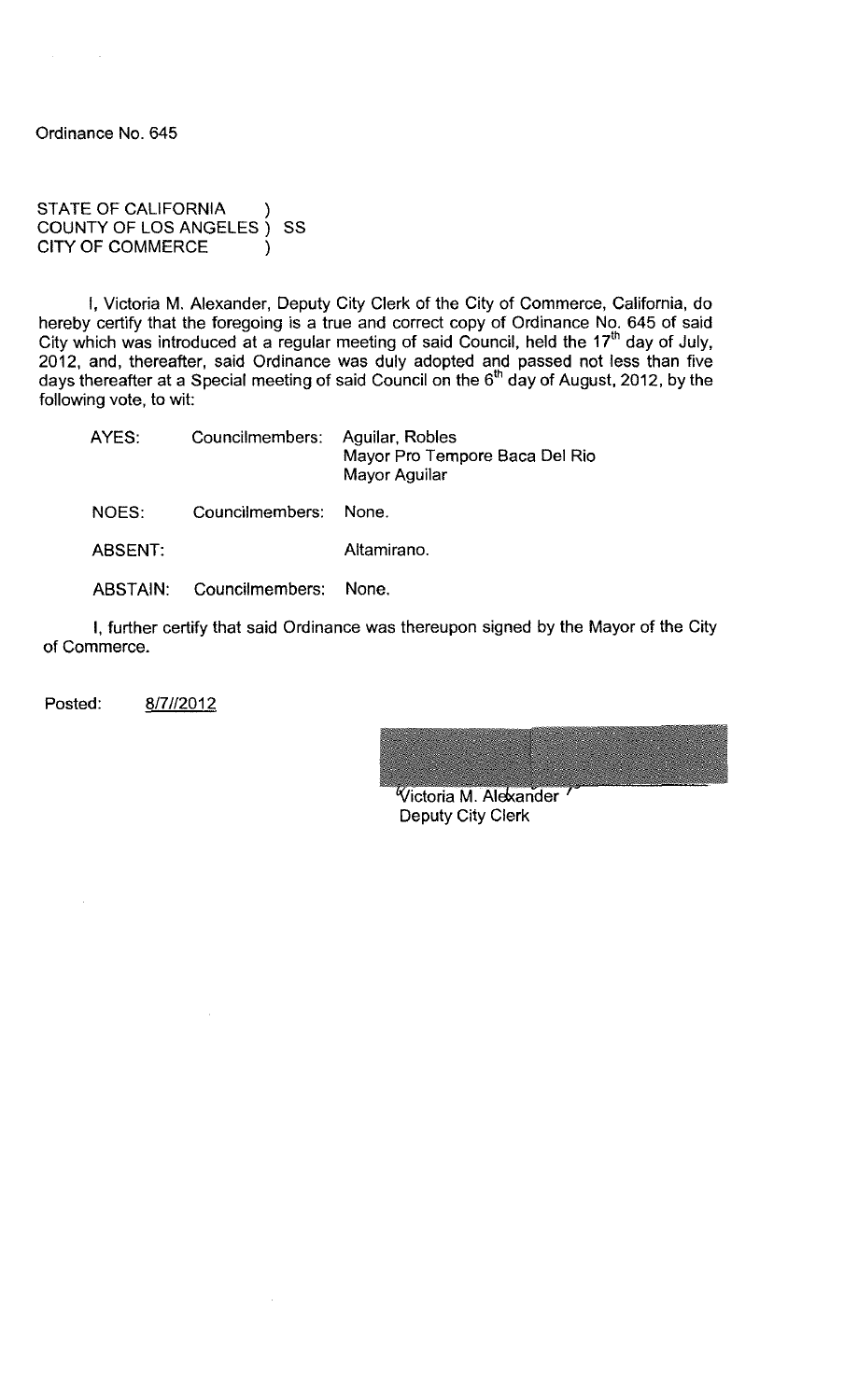Ordinance No. 645

STATE OF CALIFORNIA )
COUNTY OF LOS ANGELES ) SS
CITY OF COMMERCE )

I, Victoria M. Alexander, Deputy City Clerk of the City of Commerce, California, do hereby certify that the foregoing is a true and correct copy of Ordinance No. 645 of said City which was introduced at a regular meeting of said Council, held the 17th day of July, 2012, and, thereafter, said Ordinance was duly adopted and passed not less than five days thereafter at a Special meeting of said Council on the 6th day of August, 2012, by the following vote, to wit:

| | | |
|---|---|---|
| AYES: | Councilmembers: | Aguilar, Robles<br>Mayor Pro Tempore Baca Del Rio<br>Mayor Aguilar |
| NOES: | Councilmembers: | None. |
| ABSENT: | | Altamirano. |
| ABSTAIN: | Councilmembers: | None. |

I, further certify that said Ordinance was thereupon signed by the Mayor of the City of Commerce.

Posted: 8/7//2012

Victoria M. Alexander
Deputy City Clerk